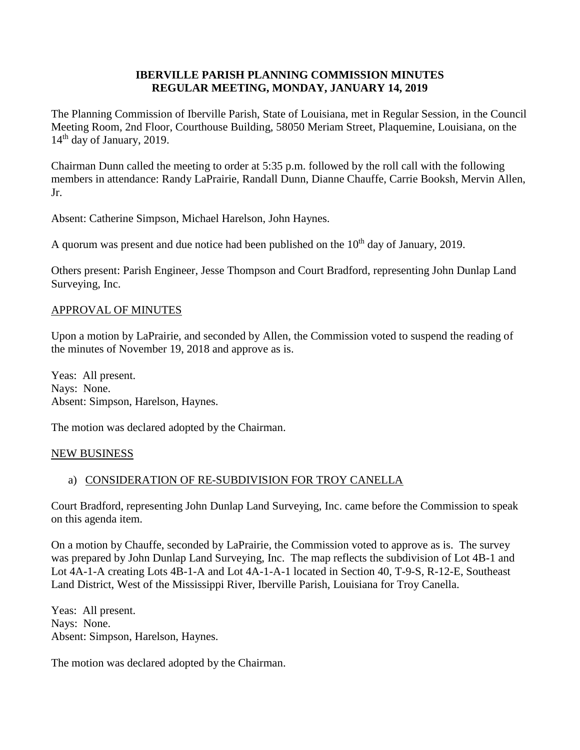# IBERVILLE PARISH PLANNING COMMISSION MINUTES
# REGULAR MEETING, MONDAY, JANUARY 14, 2019

The Planning Commission of Iberville Parish, State of Louisiana, met in Regular Session, in the Council Meeting Room, 2nd Floor, Courthouse Building, 58050 Meriam Street, Plaquemine, Louisiana, on the 14th day of January, 2019.

Chairman Dunn called the meeting to order at 5:35 p.m. followed by the roll call with the following members in attendance: Randy LaPrairie, Randall Dunn, Dianne Chauffe, Carrie Booksh, Mervin Allen, Jr.

Absent: Catherine Simpson, Michael Harelson, John Haynes.

A quorum was present and due notice had been published on the 10th day of January, 2019.

Others present: Parish Engineer, Jesse Thompson and Court Bradford, representing John Dunlap Land Surveying, Inc.

## APPROVAL OF MINUTES

Upon a motion by LaPrairie, and seconded by Allen, the Commission voted to suspend the reading of the minutes of November 19, 2018 and approve as is.

Yeas: All present.
Nays: None.
Absent: Simpson, Harelson, Haynes.

The motion was declared adopted by the Chairman.

## NEW BUSINESS

a) CONSIDERATION OF RE-SUBDIVISION FOR TROY CANELLA

Court Bradford, representing John Dunlap Land Surveying, Inc. came before the Commission to speak on this agenda item.

On a motion by Chauffe, seconded by LaPrairie, the Commission voted to approve as is. The survey was prepared by John Dunlap Land Surveying, Inc. The map reflects the subdivision of Lot 4B-1 and Lot 4A-1-A creating Lots 4B-1-A and Lot 4A-1-A-1 located in Section 40, T-9-S, R-12-E, Southeast Land District, West of the Mississippi River, Iberville Parish, Louisiana for Troy Canella.

Yeas: All present.
Nays: None.
Absent: Simpson, Harelson, Haynes.

The motion was declared adopted by the Chairman.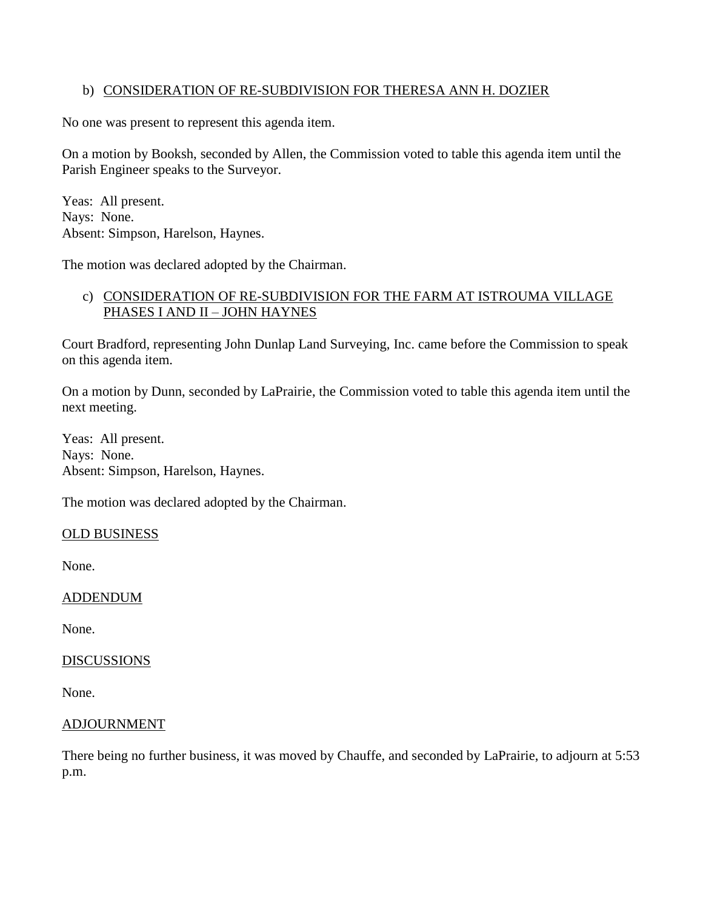b) <u>CONSIDERATION OF RE-SUBDIVISION FOR THERESA ANN H. DOZIER</u>

No one was present to represent this agenda item.

On a motion by Booksh, seconded by Allen, the Commission voted to table this agenda item until the Parish Engineer speaks to the Surveyor.

Yeas: All present.
Nays: None.
Absent: Simpson, Harelson, Haynes.

The motion was declared adopted by the Chairman.

c) <u>CONSIDERATION OF RE-SUBDIVISION FOR THE FARM AT ISTROUMA VILLAGE PHASES I AND II – JOHN HAYNES</u>

Court Bradford, representing John Dunlap Land Surveying, Inc. came before the Commission to speak on this agenda item.

On a motion by Dunn, seconded by LaPrairie, the Commission voted to table this agenda item until the next meeting.

Yeas: All present.
Nays: None.
Absent: Simpson, Harelson, Haynes.

The motion was declared adopted by the Chairman.

<u>OLD BUSINESS</u>

None.

<u>ADDENDUM</u>

None.

<u>DISCUSSIONS</u>

None.

<u>ADJOURNMENT</u>

There being no further business, it was moved by Chauffe, and seconded by LaPrairie, to adjourn at 5:53 p.m.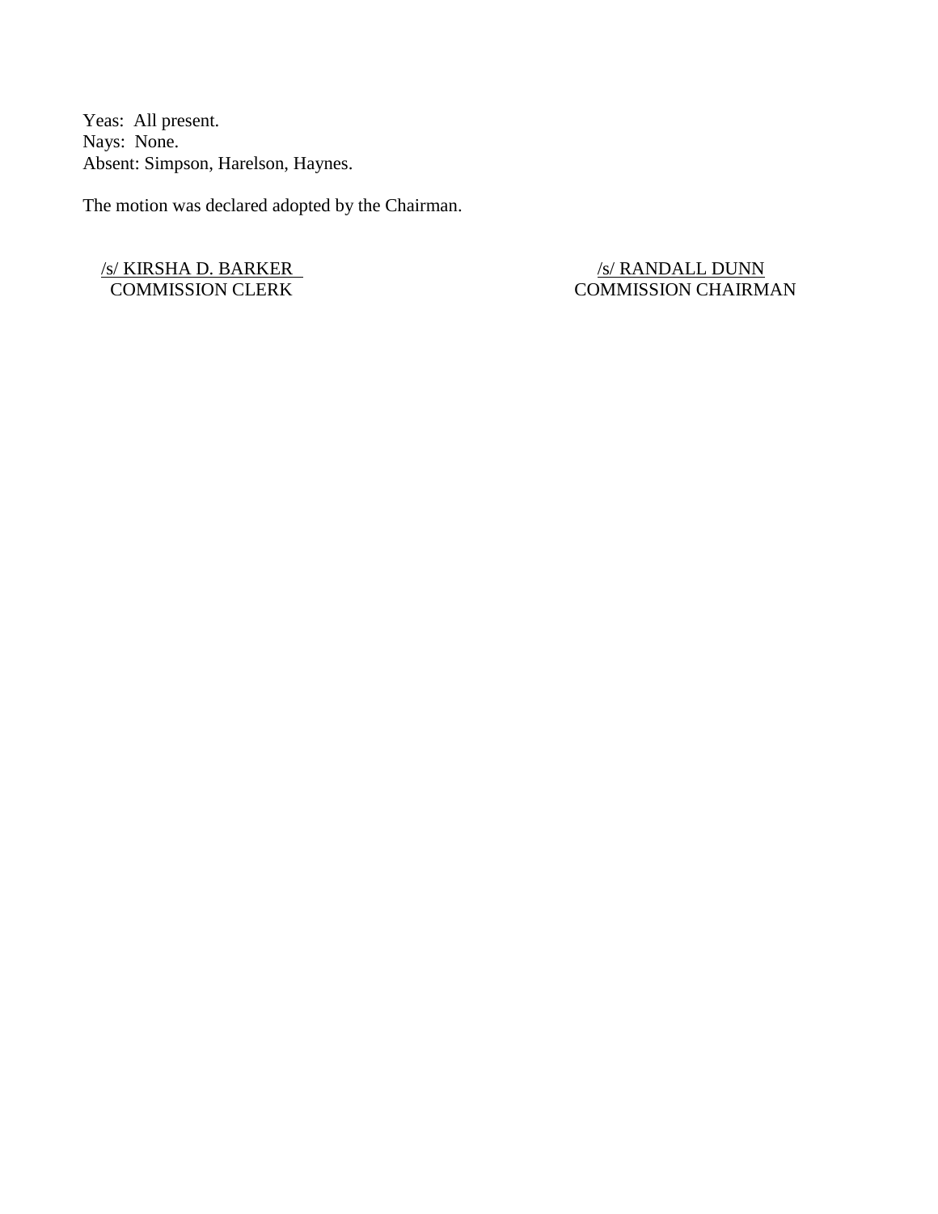Yeas: All present.  
Nays: None.  
Absent: Simpson, Harelson, Haynes.

The motion was declared adopted by the Chairman.

| | |
|---|---|
| /s/ KIRSHA D. BARKER | /s/ RANDALL DUNN |
| COMMISSION CLERK | COMMISSION CHAIRMAN |